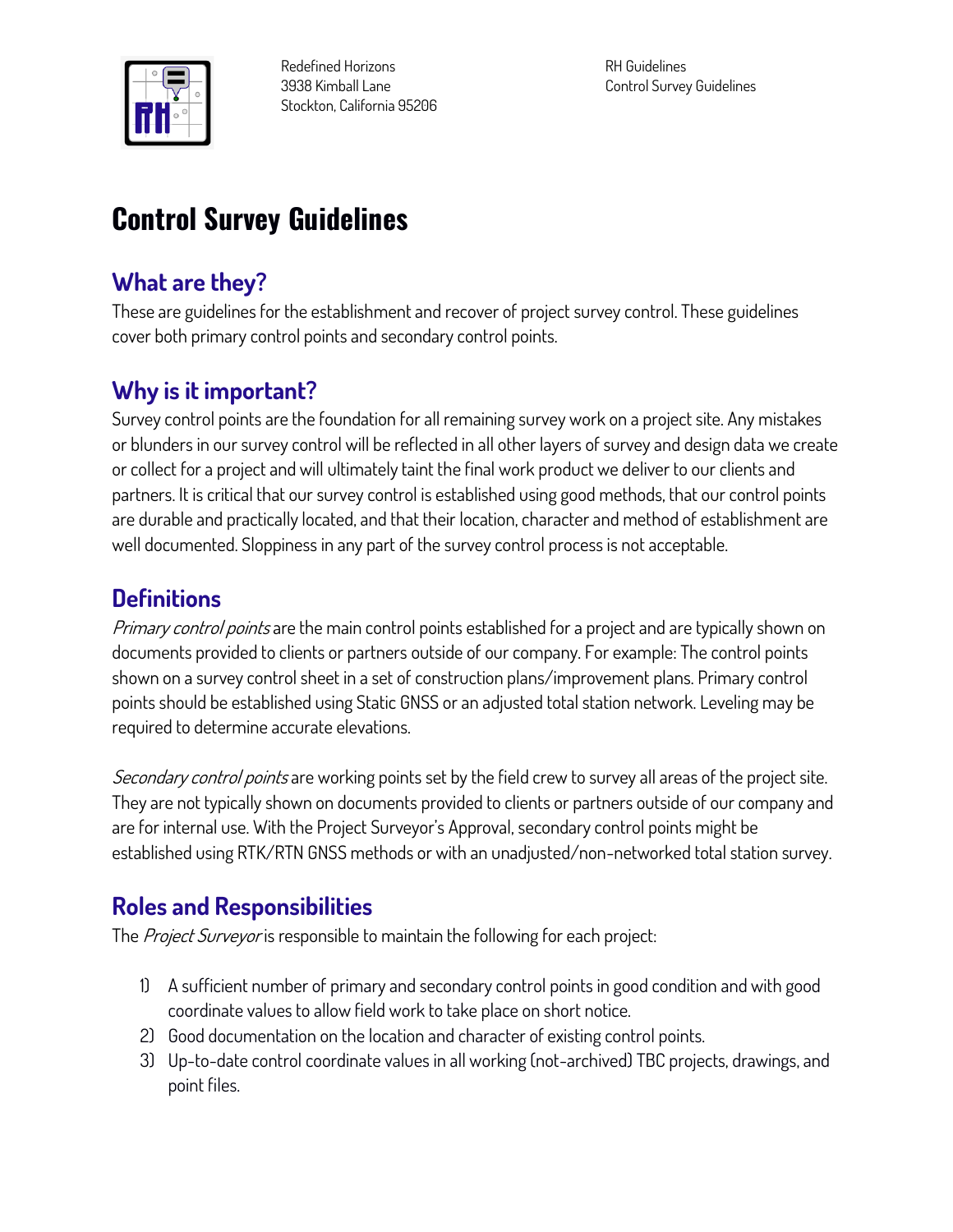Redefined Horizons
3938 Kimball Lane
Stockton, California 95206

RH Guidelines
Control Survey Guidelines

# Control Survey Guidelines

## What are they?

These are guidelines for the establishment and recover of project survey control. These guidelines cover both primary control points and secondary control points.

## Why is it important?

Survey control points are the foundation for all remaining survey work on a project site. Any mistakes or blunders in our survey control will be reflected in all other layers of survey and design data we create or collect for a project and will ultimately taint the final work product we deliver to our clients and partners. It is critical that our survey control is established using good methods, that our control points are durable and practically located, and that their location, character and method of establishment are well documented. Sloppiness in any part of the survey control process is not acceptable.

## Definitions

*Primary control points* are the main control points established for a project and are typically shown on documents provided to clients or partners outside of our company. For example: The control points shown on a survey control sheet in a set of construction plans/improvement plans. Primary control points should be established using Static GNSS or an adjusted total station network. Leveling may be required to determine accurate elevations.

*Secondary control points* are working points set by the field crew to survey all areas of the project site. They are not typically shown on documents provided to clients or partners outside of our company and are for internal use. With the Project Surveyor's Approval, secondary control points might be established using RTK/RTN GNSS methods or with an unadjusted/non-networked total station survey.

## Roles and Responsibilities

The *Project Surveyor* is responsible to maintain the following for each project:

1) A sufficient number of primary and secondary control points in good condition and with good coordinate values to allow field work to take place on short notice.
2) Good documentation on the location and character of existing control points.
3) Up-to-date control coordinate values in all working (not-archived) TBC projects, drawings, and point files.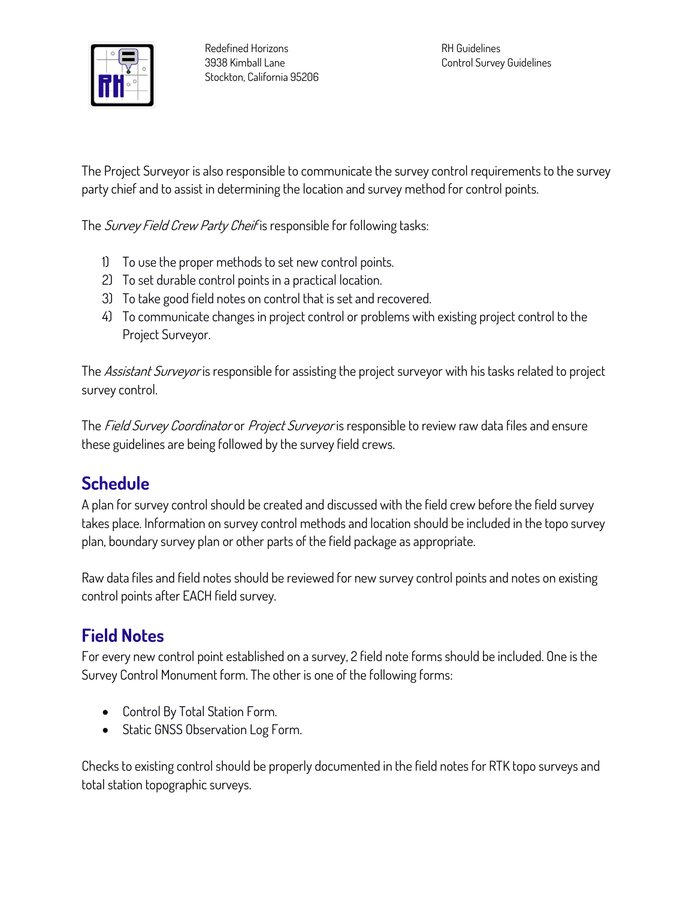The Project Surveyor is also responsible to communicate the survey control requirements to the survey party chief and to assist in determining the location and survey method for control points.

The *Survey Field Crew Party Cheif* is responsible for following tasks:

1) To use the proper methods to set new control points.
2) To set durable control points in a practical location.
3) To take good field notes on control that is set and recovered.
4) To communicate changes in project control or problems with existing project control to the Project Surveyor.

The *Assistant Surveyor* is responsible for assisting the project surveyor with his tasks related to project survey control.

The *Field Survey Coordinator* or *Project Surveyor* is responsible to review raw data files and ensure these guidelines are being followed by the survey field crews.

## Schedule

A plan for survey control should be created and discussed with the field crew before the field survey takes place. Information on survey control methods and location should be included in the topo survey plan, boundary survey plan or other parts of the field package as appropriate.

Raw data files and field notes should be reviewed for new survey control points and notes on existing control points after EACH field survey.

## Field Notes

For every new control point established on a survey, 2 field note forms should be included. One is the Survey Control Monument form. The other is one of the following forms:

- Control By Total Station Form.
- Static GNSS Observation Log Form.

Checks to existing control should be properly documented in the field notes for RTK topo surveys and total station topographic surveys.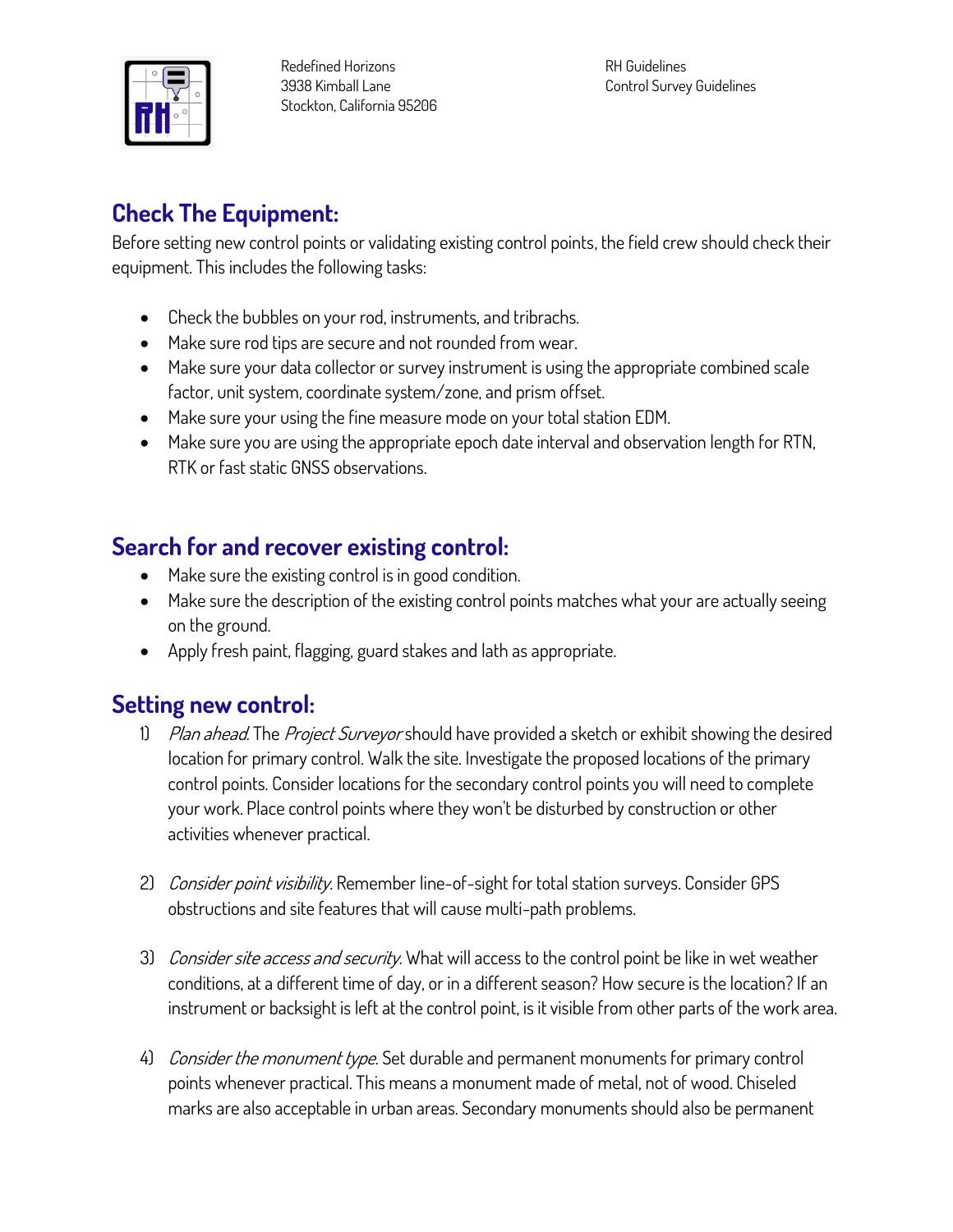## Check The Equipment:

Before setting new control points or validating existing control points, the field crew should check their equipment. This includes the following tasks:

- Check the bubbles on your rod, instruments, and tribrachs.
- Make sure rod tips are secure and not rounded from wear.
- Make sure your data collector or survey instrument is using the appropriate combined scale factor, unit system, coordinate system/zone, and prism offset.
- Make sure your using the fine measure mode on your total station EDM.
- Make sure you are using the appropriate epoch date interval and observation length for RTN, RTK or fast static GNSS observations.

## Search for and recover existing control:

- Make sure the existing control is in good condition.
- Make sure the description of the existing control points matches what your are actually seeing on the ground.
- Apply fresh paint, flagging, guard stakes and lath as appropriate.

## Setting new control:

1) *Plan ahead.* The *Project Surveyor* should have provided a sketch or exhibit showing the desired location for primary control. Walk the site. Investigate the proposed locations of the primary control points. Consider locations for the secondary control points you will need to complete your work. Place control points where they won't be disturbed by construction or other activities whenever practical.

2) *Consider point visibility.* Remember line-of-sight for total station surveys. Consider GPS obstructions and site features that will cause multi-path problems.

3) *Consider site access and security.* What will access to the control point be like in wet weather conditions, at a different time of day, or in a different season? How secure is the location? If an instrument or backsight is left at the control point, is it visible from other parts of the work area.

4) *Consider the monument type.* Set durable and permanent monuments for primary control points whenever practical. This means a monument made of metal, not of wood. Chiseled marks are also acceptable in urban areas. Secondary monuments should also be permanent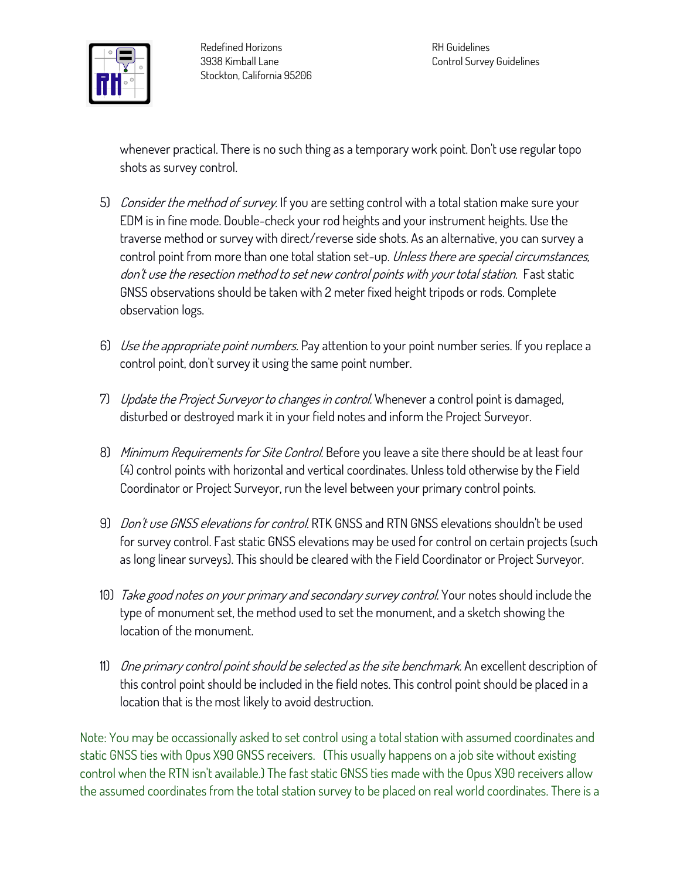whenever practical. There is no such thing as a temporary work point. Don't use regular topo shots as survey control.

5) *Consider the method of survey.* If you are setting control with a total station make sure your EDM is in fine mode. Double-check your rod heights and your instrument heights. Use the traverse method or survey with direct/reverse side shots. As an alternative, you can survey a control point from more than one total station set-up. *Unless there are special circumstances, don't use the resection method to set new control points with your total station.* Fast static GNSS observations should be taken with 2 meter fixed height tripods or rods. Complete observation logs.

6) *Use the appropriate point numbers.* Pay attention to your point number series. If you replace a control point, don't survey it using the same point number.

7) *Update the Project Surveyor to changes in control.* Whenever a control point is damaged, disturbed or destroyed mark it in your field notes and inform the Project Surveyor.

8) *Minimum Requirements for Site Control.* Before you leave a site there should be at least four (4) control points with horizontal and vertical coordinates. Unless told otherwise by the Field Coordinator or Project Surveyor, run the level between your primary control points.

9) *Don't use GNSS elevations for control.* RTK GNSS and RTN GNSS elevations shouldn't be used for survey control. Fast static GNSS elevations may be used for control on certain projects (such as long linear surveys). This should be cleared with the Field Coordinator or Project Surveyor.

10) *Take good notes on your primary and secondary survey control.* Your notes should include the type of monument set, the method used to set the monument, and a sketch showing the location of the monument.

11) *One primary control point should be selected as the site benchmark.* An excellent description of this control point should be included in the field notes. This control point should be placed in a location that is the most likely to avoid destruction.

Note: You may be occassionally asked to set control using a total station with assumed coordinates and static GNSS ties with Opus X90 GNSS receivers. (This usually happens on a job site without existing control when the RTN isn't available.) The fast static GNSS ties made with the Opus X90 receivers allow the assumed coordinates from the total station survey to be placed on real world coordinates. There is a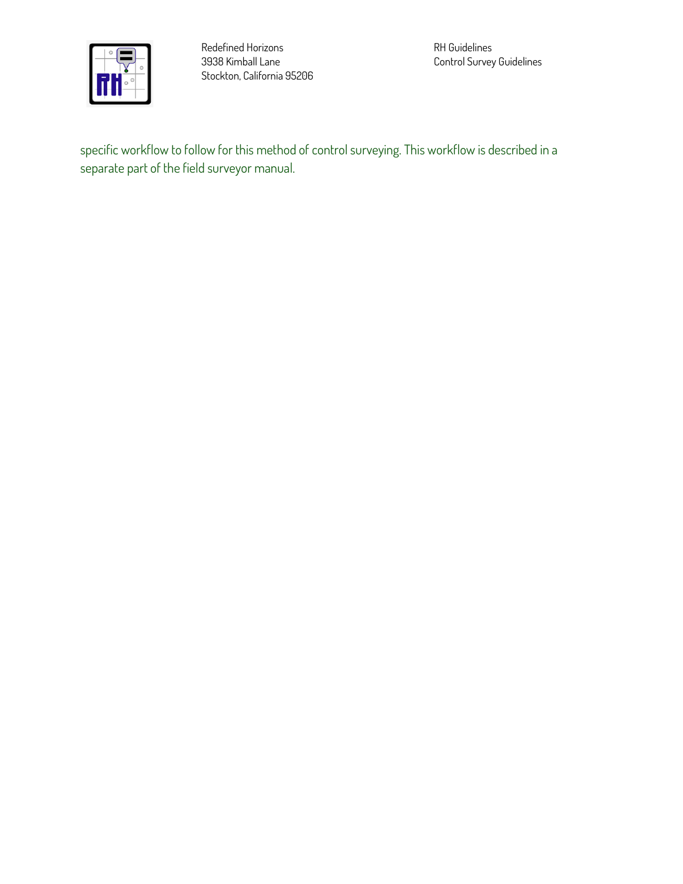specific workflow to follow for this method of control surveying. This workflow is described in a separate part of the field surveyor manual.